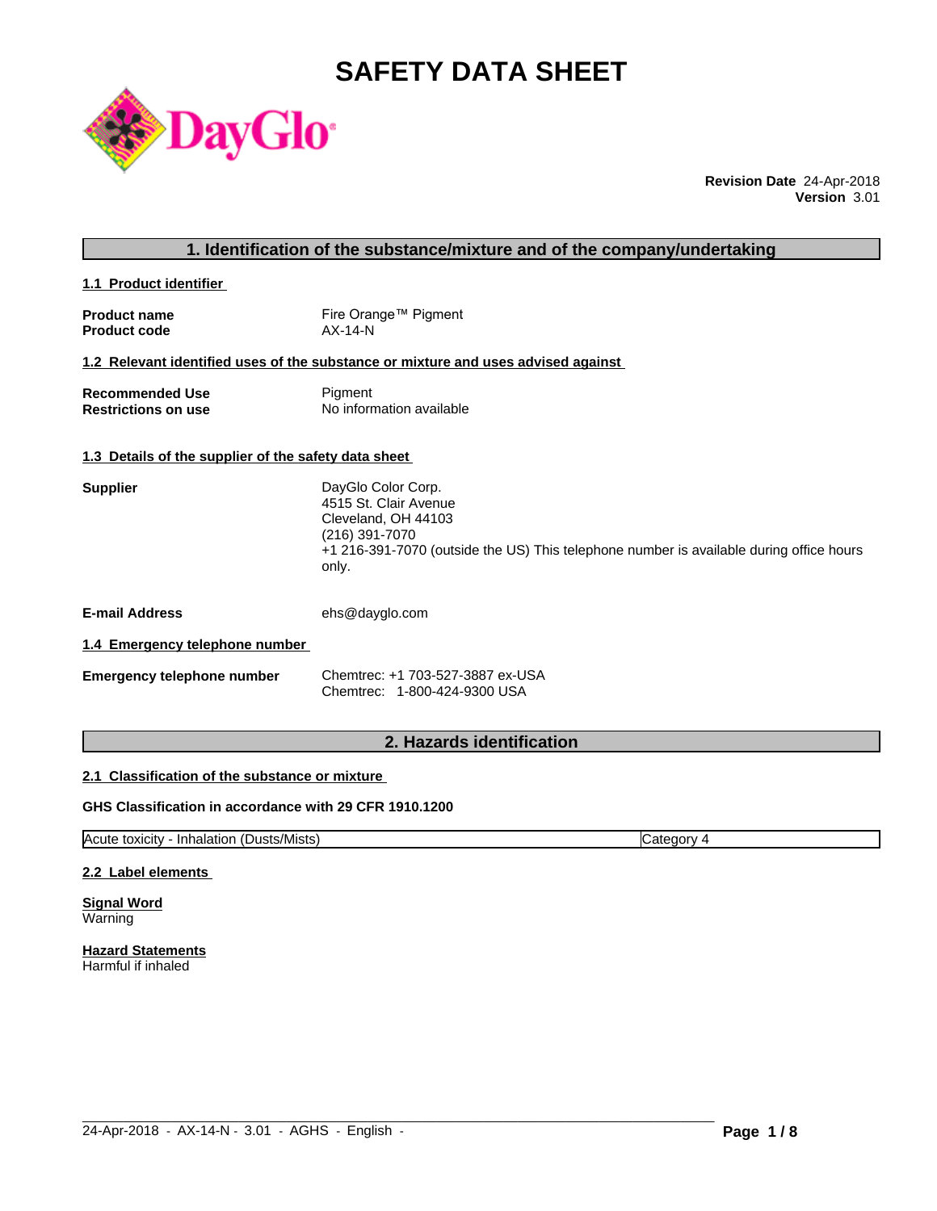# SAFETY DATA SHEET

**Revision Date** 24-Apr-2018
**Version** 3.01

## 1. Identification of the substance/mixture and of the company/undertaking

### 1.1 Product identifier

**Product name** Fire Orange™ Pigment
**Product code** AX-14-N

### 1.2 Relevant identified uses of the substance or mixture and uses advised against

**Recommended Use** Pigment
**Restrictions on use** No information available

### 1.3 Details of the supplier of the safety data sheet

**Supplier**
DayGlo Color Corp.
4515 St. Clair Avenue
Cleveland, OH 44103
(216) 391-7070
+1 216-391-7070 (outside the US) This telephone number is available during office hours only.

**E-mail Address** ehs@dayglo.com

### 1.4 Emergency telephone number

**Emergency telephone number**
Chemtrec: +1 703-527-3887 ex-USA
Chemtrec: 1-800-424-9300 USA

## 2. Hazards identification

### 2.1 Classification of the substance or mixture

**GHS Classification in accordance with 29 CFR 1910.1200**

| Acute toxicity - Inhalation (Dusts/Mists) | Category 4 |
| --- | --- |

### 2.2 Label elements

**Signal Word**
Warning

**Hazard Statements**
Harmful if inhaled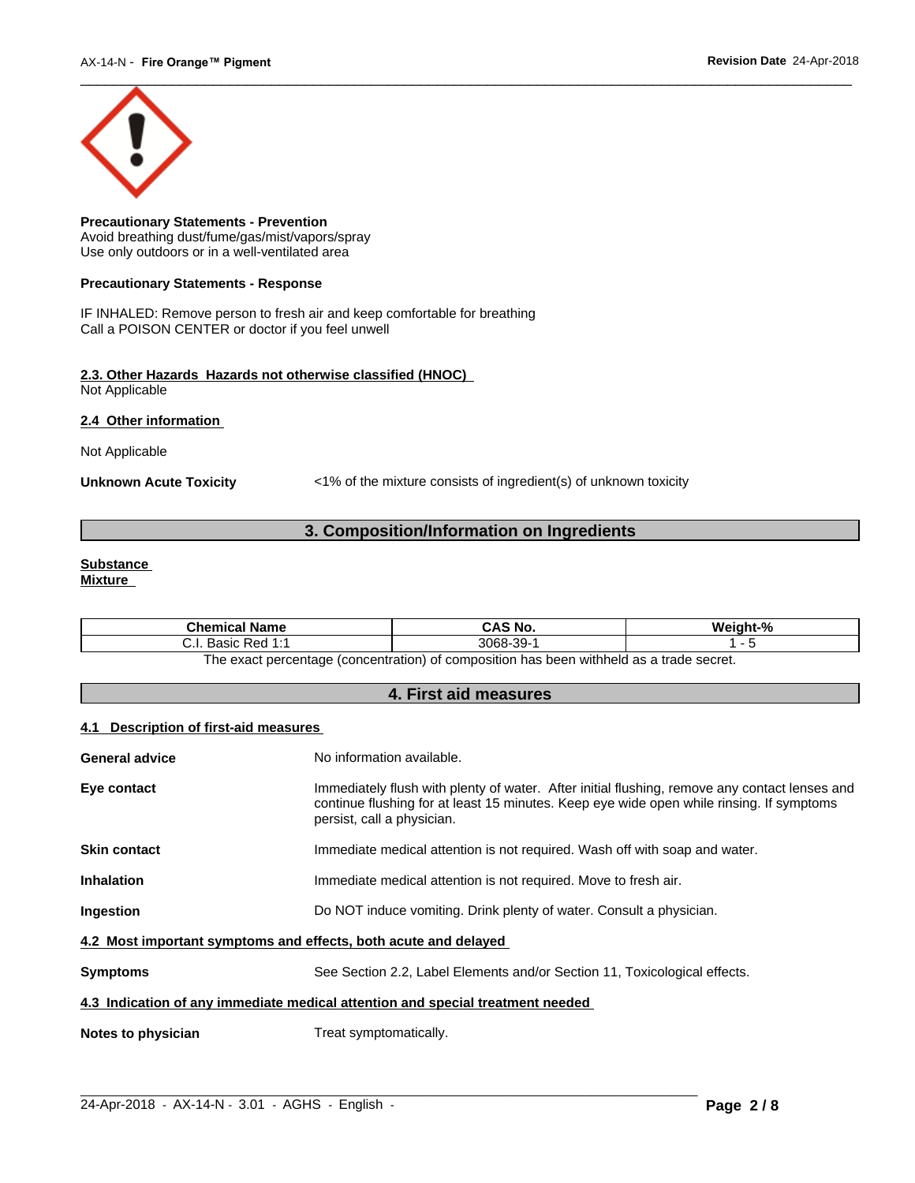**Precautionary Statements - Prevention**
Avoid breathing dust/fume/gas/mist/vapors/spray
Use only outdoors or in a well-ventilated area

**Precautionary Statements - Response**

IF INHALED: Remove person to fresh air and keep comfortable for breathing
Call a POISON CENTER or doctor if you feel unwell

**2.3. Other Hazards Hazards not otherwise classified (HNOC)**
Not Applicable

**2.4 Other information**

Not Applicable

**Unknown Acute Toxicity** <1% of the mixture consists of ingredient(s) of unknown toxicity

## 3. Composition/Information on Ingredients

**Substance**
**Mixture**

| Chemical Name | CAS No. | Weight-% |
|---|---|---|
| C.I. Basic Red 1:1 | 3068-39-1 | 1 - 5 |

The exact percentage (concentration) of composition has been withheld as a trade secret.

## 4. First aid measures

**4.1 Description of first-aid measures**

**General advice** No information available.

**Eye contact** Immediately flush with plenty of water. After initial flushing, remove any contact lenses and continue flushing for at least 15 minutes. Keep eye wide open while rinsing. If symptoms persist, call a physician.

**Skin contact** Immediate medical attention is not required. Wash off with soap and water.

**Inhalation** Immediate medical attention is not required. Move to fresh air.

**Ingestion** Do NOT induce vomiting. Drink plenty of water. Consult a physician.

**4.2 Most important symptoms and effects, both acute and delayed**

**Symptoms** See Section 2.2, Label Elements and/or Section 11, Toxicological effects.

**4.3 Indication of any immediate medical attention and special treatment needed**

**Notes to physician** Treat symptomatically.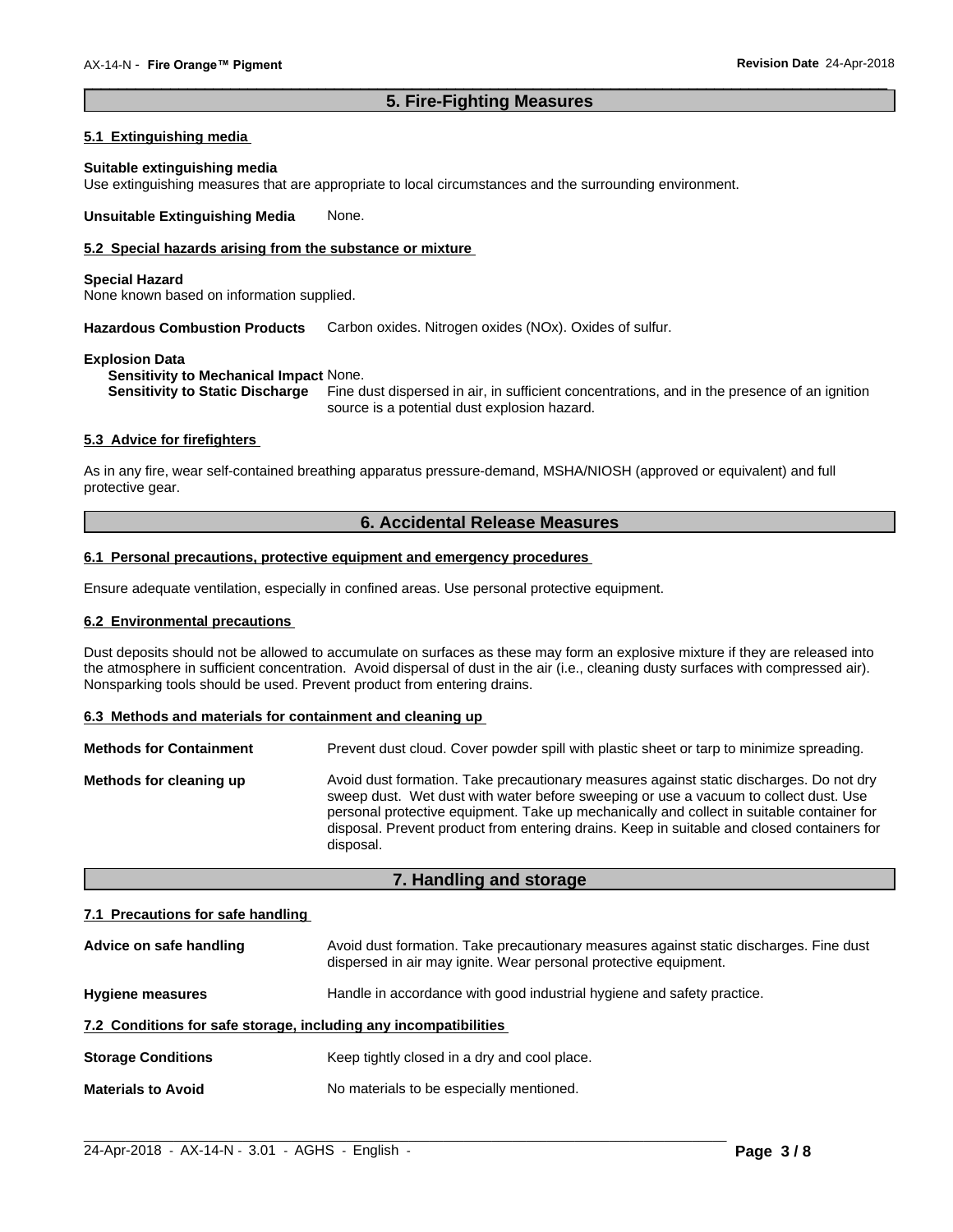## 5. Fire-Fighting Measures

### 5.1 Extinguishing media

**Suitable extinguishing media**
Use extinguishing measures that are appropriate to local circumstances and the surrounding environment.

**Unsuitable Extinguishing Media** None.

### 5.2 Special hazards arising from the substance or mixture

**Special Hazard**
None known based on information supplied.

**Hazardous Combustion Products** Carbon oxides. Nitrogen oxides (NOx). Oxides of sulfur.

**Explosion Data**
**Sensitivity to Mechanical Impact** None.
**Sensitivity to Static Discharge** Fine dust dispersed in air, in sufficient concentrations, and in the presence of an ignition source is a potential dust explosion hazard.

### 5.3 Advice for firefighters

As in any fire, wear self-contained breathing apparatus pressure-demand, MSHA/NIOSH (approved or equivalent) and full protective gear.

## 6. Accidental Release Measures

### 6.1 Personal precautions, protective equipment and emergency procedures

Ensure adequate ventilation, especially in confined areas. Use personal protective equipment.

### 6.2 Environmental precautions

Dust deposits should not be allowed to accumulate on surfaces as these may form an explosive mixture if they are released into the atmosphere in sufficient concentration. Avoid dispersal of dust in the air (i.e., cleaning dusty surfaces with compressed air). Nonsparking tools should be used. Prevent product from entering drains.

### 6.3 Methods and materials for containment and cleaning up

**Methods for Containment** Prevent dust cloud. Cover powder spill with plastic sheet or tarp to minimize spreading.

**Methods for cleaning up** Avoid dust formation. Take precautionary measures against static discharges. Do not dry sweep dust. Wet dust with water before sweeping or use a vacuum to collect dust. Use personal protective equipment. Take up mechanically and collect in suitable container for disposal. Prevent product from entering drains. Keep in suitable and closed containers for disposal.

## 7. Handling and storage

### 7.1 Precautions for safe handling

**Advice on safe handling** Avoid dust formation. Take precautionary measures against static discharges. Fine dust dispersed in air may ignite. Wear personal protective equipment.

**Hygiene measures** Handle in accordance with good industrial hygiene and safety practice.

### 7.2 Conditions for safe storage, including any incompatibilities

**Storage Conditions** Keep tightly closed in a dry and cool place.

**Materials to Avoid** No materials to be especially mentioned.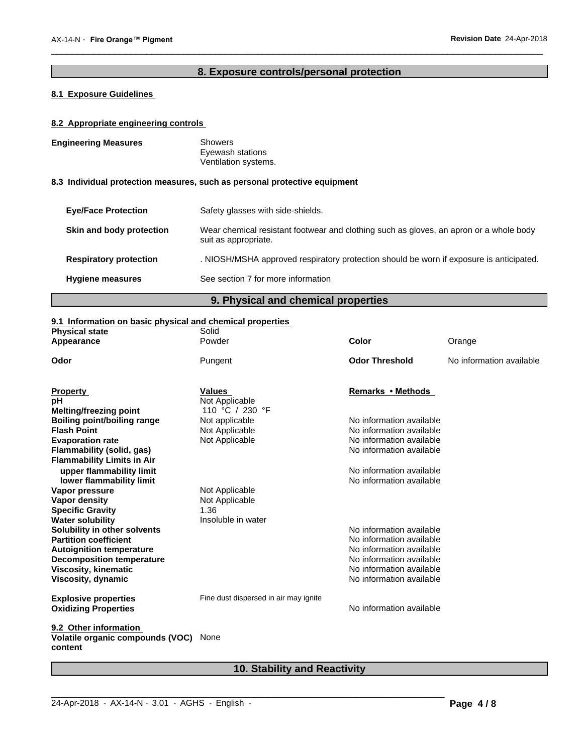## 8. Exposure controls/personal protection

### 8.1 Exposure Guidelines

### 8.2 Appropriate engineering controls

**Engineering Measures**
Showers
Eyewash stations
Ventilation systems.

### 8.3 Individual protection measures, such as personal protective equipment

| | |
|---|---|
| **Eye/Face Protection** | Safety glasses with side-shields. |
| **Skin and body protection** | Wear chemical resistant footwear and clothing such as gloves, an apron or a whole body suit as appropriate. |
| **Respiratory protection** | . NIOSH/MSHA approved respiratory protection should be worn if exposure is anticipated. |
| **Hygiene measures** | See section 7 for more information |

## 9. Physical and chemical properties

### 9.1 Information on basic physical and chemical properties

| | | | |
|---|---|---|---|
| **Physical state** | Solid | | |
| **Appearance** | Powder | **Color** | Orange |
| **Odor** | Pungent | **Odor Threshold** | No information available |

| **Property** | **Values** | **Remarks • Methods** |
|---|---|---|
| **pH** | Not Applicable | |
| **Melting/freezing point** | 110 °C / 230 °F | |
| **Boiling point/boiling range** | Not applicable | No information available |
| **Flash Point** | Not Applicable | No information available |
| **Evaporation rate** | Not Applicable | No information available |
| **Flammability (solid, gas)** | | No information available |
| **Flammability Limits in Air** | | |
| **upper flammability limit** | | No information available |
| **lower flammability limit** | | No information available |
| **Vapor pressure** | Not Applicable | |
| **Vapor density** | Not Applicable | |
| **Specific Gravity** | 1.36 | |
| **Water solubility** | Insoluble in water | |
| **Solubility in other solvents** | | No information available |
| **Partition coefficient** | | No information available |
| **Autoignition temperature** | | No information available |
| **Decomposition temperature** | | No information available |
| **Viscosity, kinematic** | | No information available |
| **Viscosity, dynamic** | | No information available |
| **Explosive properties** | Fine dust dispersed in air may ignite | |
| **Oxidizing Properties** | | No information available |

### 9.2 Other information

**Volatile organic compounds (VOC) content** None

## 10. Stability and Reactivity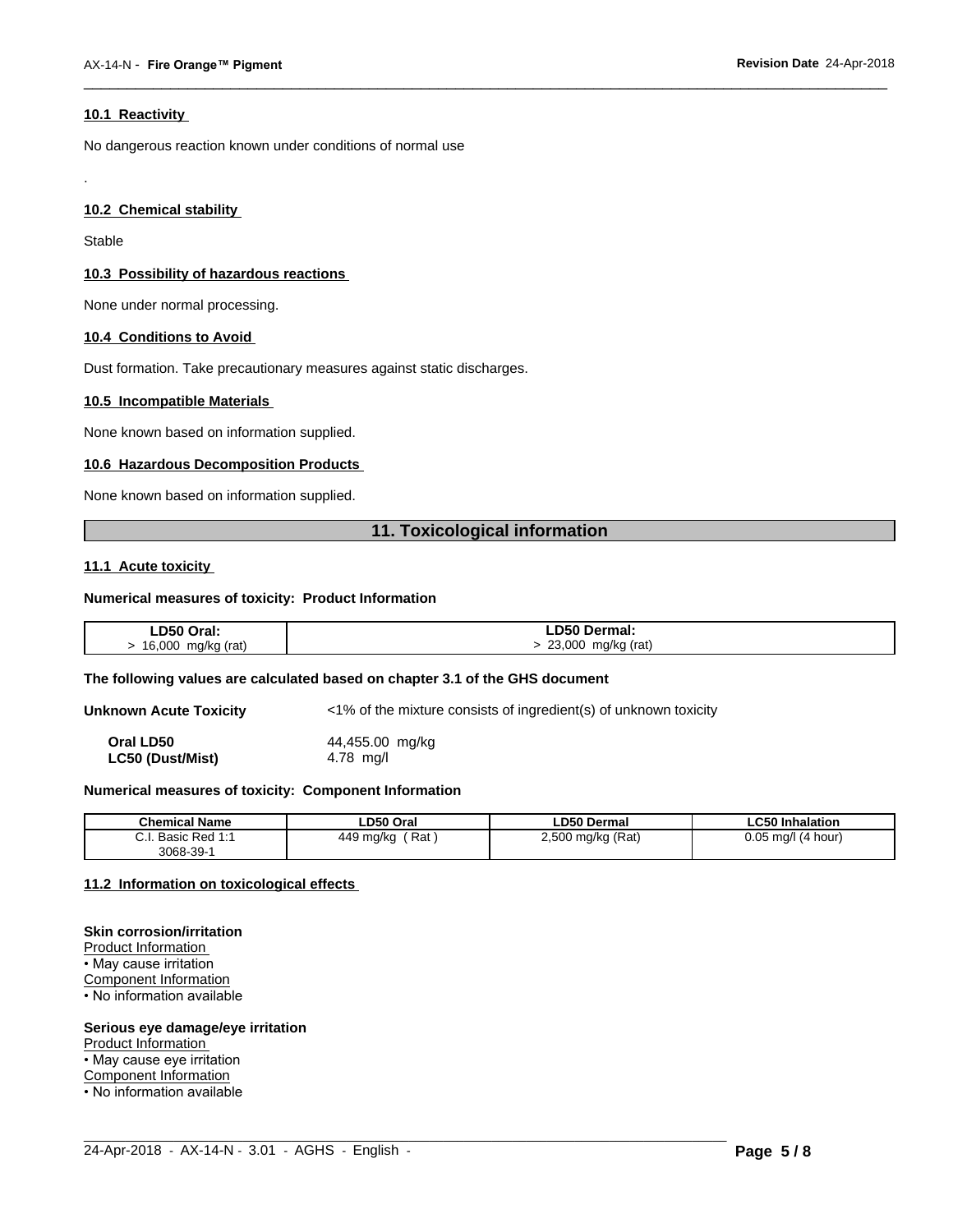### 10.1 Reactivity

No dangerous reaction known under conditions of normal use

.

### 10.2 Chemical stability

Stable

### 10.3 Possibility of hazardous reactions

None under normal processing.

### 10.4 Conditions to Avoid

Dust formation. Take precautionary measures against static discharges.

### 10.5 Incompatible Materials

None known based on information supplied.

### 10.6 Hazardous Decomposition Products

None known based on information supplied.

## 11. Toxicological information

### 11.1 Acute toxicity

**Numerical measures of toxicity: Product Information**

| LD50 Oral: | LD50 Dermal: |
|---|---|
| > 16,000 mg/kg (rat) | > 23,000 mg/kg (rat) |

**The following values are calculated based on chapter 3.1 of the GHS document**

**Unknown Acute Toxicity** <1% of the mixture consists of ingredient(s) of unknown toxicity

**Oral LD50** 44,455.00 mg/kg
**LC50 (Dust/Mist)** 4.78 mg/l

**Numerical measures of toxicity: Component Information**

| Chemical Name | LD50 Oral | LD50 Dermal | LC50 Inhalation |
|---|---|---|---|
| C.I. Basic Red 1:1<br>3068-39-1 | 449 mg/kg ( Rat ) | 2,500 mg/kg (Rat) | 0.05 mg/l (4 hour) |

### 11.2 Information on toxicological effects

**Skin corrosion/irritation**
Product Information
• May cause irritation
Component Information
• No information available

**Serious eye damage/eye irritation**
Product Information
• May cause eye irritation
Component Information
• No information available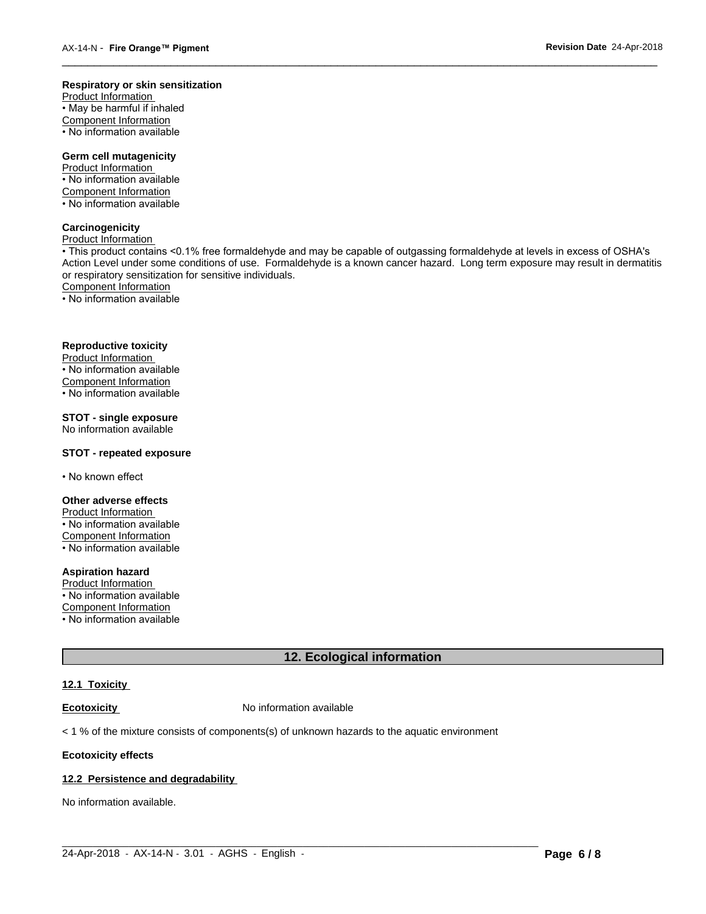**Respiratory or skin sensitization**

Product Information

• May be harmful if inhaled

Component Information

• No information available

**Germ cell mutagenicity**

Product Information

• No information available

Component Information

• No information available

**Carcinogenicity**

Product Information

• This product contains <0.1% free formaldehyde and may be capable of outgassing formaldehyde at levels in excess of OSHA's Action Level under some conditions of use. Formaldehyde is a known cancer hazard. Long term exposure may result in dermatitis or respiratory sensitization for sensitive individuals.

Component Information

• No information available

**Reproductive toxicity**

Product Information

• No information available

Component Information

• No information available

**STOT - single exposure**

No information available

**STOT - repeated exposure**

• No known effect

**Other adverse effects**

Product Information

• No information available

Component Information

• No information available

**Aspiration hazard**

Product Information

• No information available

Component Information

• No information available

## 12. Ecological information

### 12.1 Toxicity

**Ecotoxicity** No information available

< 1 % of the mixture consists of components(s) of unknown hazards to the aquatic environment

**Ecotoxicity effects**

### 12.2 Persistence and degradability

No information available.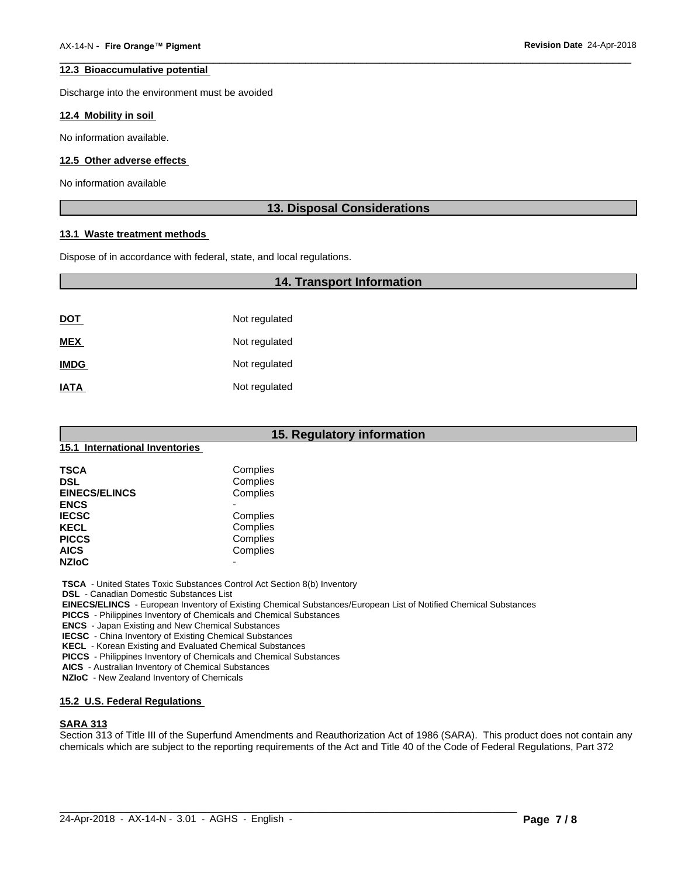### 12.3 Bioaccumulative potential

Discharge into the environment must be avoided

### 12.4 Mobility in soil

No information available.

### 12.5 Other adverse effects

No information available

## 13. Disposal Considerations

### 13.1 Waste treatment methods

Dispose of in accordance with federal, state, and local regulations.

## 14. Transport Information

| | |
|---|---|
| **DOT** | Not regulated |
| **MEX** | Not regulated |
| **IMDG** | Not regulated |
| **IATA** | Not regulated |

## 15. Regulatory information

### 15.1 International Inventories

| | |
|---|---|
| **TSCA** | Complies |
| **DSL** | Complies |
| **EINECS/ELINCS** | Complies |
| **ENCS** | - |
| **IECSC** | Complies |
| **KECL** | Complies |
| **PICCS** | Complies |
| **AICS** | Complies |
| **NZIoC** | - |

**TSCA** - United States Toxic Substances Control Act Section 8(b) Inventory
**DSL** - Canadian Domestic Substances List
**EINECS/ELINCS** - European Inventory of Existing Chemical Substances/European List of Notified Chemical Substances
**PICCS** - Philippines Inventory of Chemicals and Chemical Substances
**ENCS** - Japan Existing and New Chemical Substances
**IECSC** - China Inventory of Existing Chemical Substances
**KECL** - Korean Existing and Evaluated Chemical Substances
**PICCS** - Philippines Inventory of Chemicals and Chemical Substances
**AICS** - Australian Inventory of Chemical Substances
**NZIoC** - New Zealand Inventory of Chemicals

### 15.2 U.S. Federal Regulations

**SARA 313**

Section 313 of Title III of the Superfund Amendments and Reauthorization Act of 1986 (SARA). This product does not contain any chemicals which are subject to the reporting requirements of the Act and Title 40 of the Code of Federal Regulations, Part 372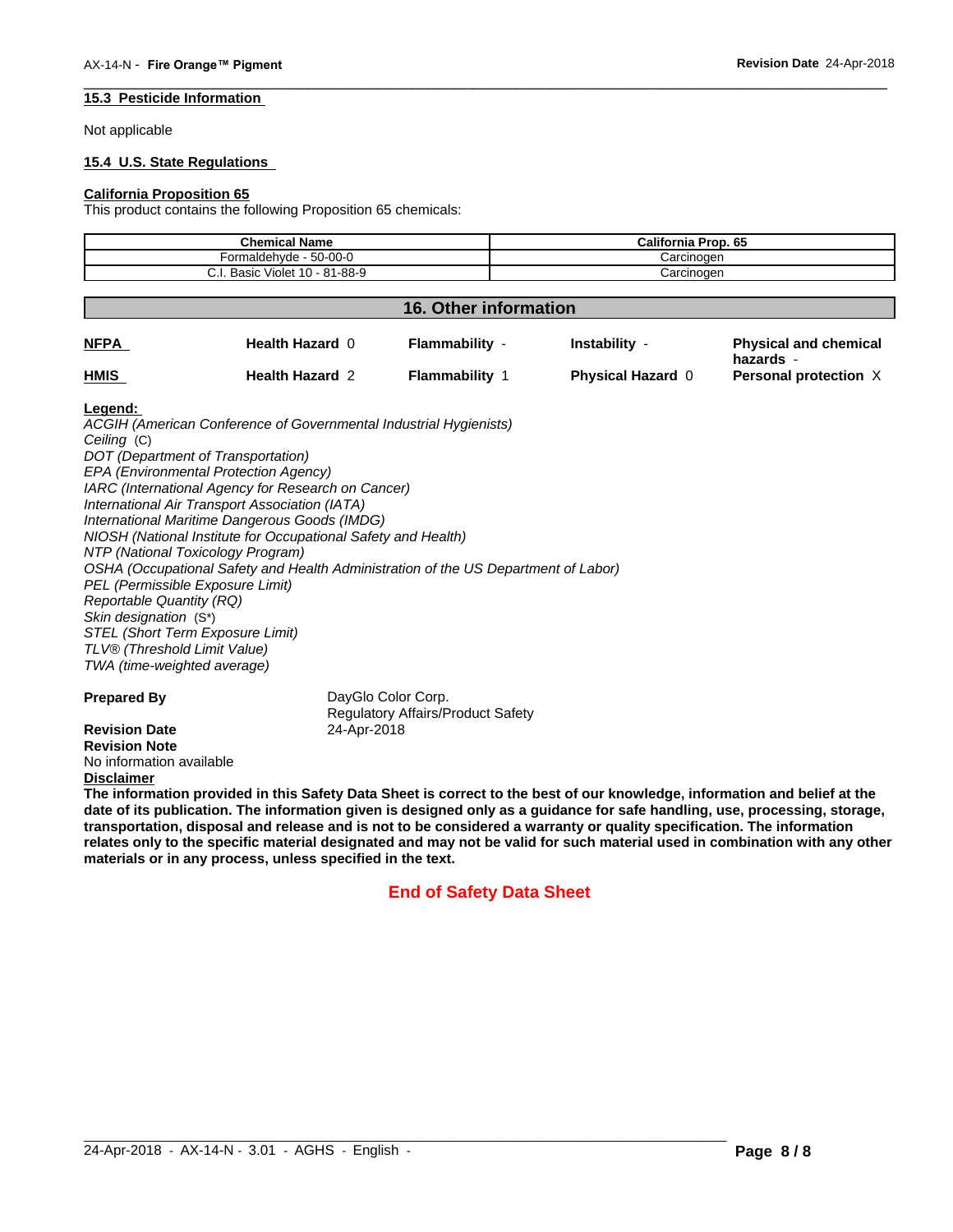### 15.3 Pesticide Information

Not applicable

### 15.4 U.S. State Regulations

**California Proposition 65**

This product contains the following Proposition 65 chemicals:

| Chemical Name | California Prop. 65 |
| --- | --- |
| Formaldehyde - 50-00-0 | Carcinogen |
| C.I. Basic Violet 10 - 81-88-9 | Carcinogen |

## 16. Other information

| | | | | |
| --- | --- | --- | --- | --- |
| **NFPA** | **Health Hazard** 0 | **Flammability** - | **Instability** - | **Physical and chemical hazards** - |
| **HMIS** | **Health Hazard** 2 | **Flammability** 1 | **Physical Hazard** 0 | **Personal protection** X |

**Legend:**

*ACGIH (American Conference of Governmental Industrial Hygienists)*
*Ceiling* (C)
*DOT (Department of Transportation)*
*EPA (Environmental Protection Agency)*
*IARC (International Agency for Research on Cancer)*
*International Air Transport Association (IATA)*
*International Maritime Dangerous Goods (IMDG)*
*NIOSH (National Institute for Occupational Safety and Health)*
*NTP (National Toxicology Program)*
*OSHA (Occupational Safety and Health Administration of the US Department of Labor)*
*PEL (Permissible Exposure Limit)*
*Reportable Quantity (RQ)*
*Skin designation* (S*)
*STEL (Short Term Exposure Limit)*
*TLV® (Threshold Limit Value)*
*TWA (time-weighted average)*

**Prepared By** DayGlo Color Corp.
Regulatory Affairs/Product Safety

**Revision Date** 24-Apr-2018

**Revision Note**

No information available

**Disclaimer**

**The information provided in this Safety Data Sheet is correct to the best of our knowledge, information and belief at the date of its publication. The information given is designed only as a guidance for safe handling, use, processing, storage, transportation, disposal and release and is not to be considered a warranty or quality specification. The information relates only to the specific material designated and may not be valid for such material used in combination with any other materials or in any process, unless specified in the text.**

**End of Safety Data Sheet**